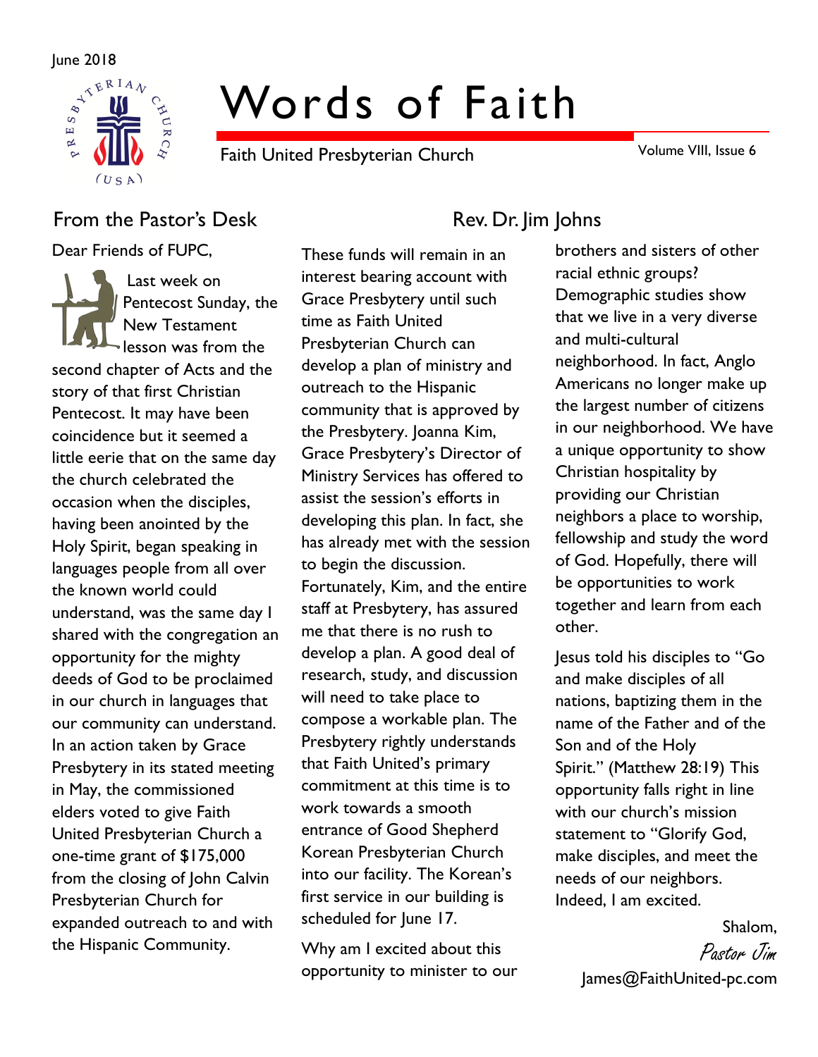June 2018

# Words of Faith

Faith United Presbyterian Church

Volume VIII, Issue 6

## From the Pastor's Desk

### Rev. Dr. Jim Johns

Dear Friends of FUPC,

Last week on Pentecost Sunday, the New Testament lesson was from the second chapter of Acts and the story of that first Christian Pentecost. It may have been coincidence but it seemed a little eerie that on the same day the church celebrated the occasion when the disciples, having been anointed by the Holy Spirit, began speaking in languages people from all over the known world could understand, was the same day I shared with the congregation an opportunity for the mighty deeds of God to be proclaimed in our church in languages that our community can understand. In an action taken by Grace Presbytery in its stated meeting in May, the commissioned elders voted to give Faith United Presbyterian Church a one-time grant of $175,000 from the closing of John Calvin Presbyterian Church for expanded outreach to and with the Hispanic Community.

These funds will remain in an interest bearing account with Grace Presbytery until such time as Faith United Presbyterian Church can develop a plan of ministry and outreach to the Hispanic community that is approved by the Presbytery. Joanna Kim, Grace Presbytery's Director of Ministry Services has offered to assist the session's efforts in developing this plan. In fact, she has already met with the session to begin the discussion. Fortunately, Kim, and the entire staff at Presbytery, has assured me that there is no rush to develop a plan. A good deal of research, study, and discussion will need to take place to compose a workable plan. The Presbytery rightly understands that Faith United's primary commitment at this time is to work towards a smooth entrance of Good Shepherd Korean Presbyterian Church into our facility. The Korean's first service in our building is scheduled for June 17.

Why am I excited about this opportunity to minister to our brothers and sisters of other racial ethnic groups? Demographic studies show that we live in a very diverse and multi-cultural neighborhood. In fact, Anglo Americans no longer make up the largest number of citizens in our neighborhood. We have a unique opportunity to show Christian hospitality by providing our Christian neighbors a place to worship, fellowship and study the word of God. Hopefully, there will be opportunities to work together and learn from each other.

Jesus told his disciples to "Go and make disciples of all nations, baptizing them in the name of the Father and of the Son and of the Holy Spirit." (Matthew 28:19) This opportunity falls right in line with our church's mission statement to "Glorify God, make disciples, and meet the needs of our neighbors. Indeed, I am excited.

Shalom,

*Pastor Jim*

James@FaithUnited-pc.com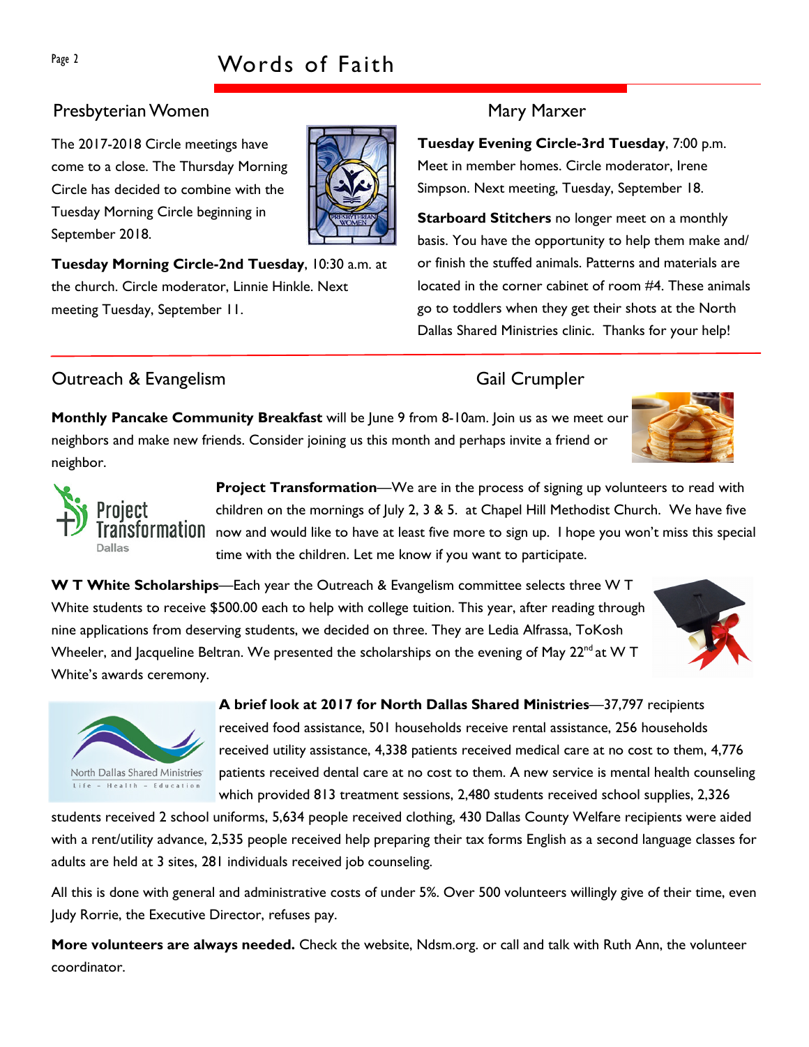## Presbyterian Women

The 2017-2018 Circle meetings have come to a close. The Thursday Morning Circle has decided to combine with the Tuesday Morning Circle beginning in September 2018.

**Tuesday Morning Circle-2nd Tuesday**, 10:30 a.m. at the church. Circle moderator, Linnie Hinkle. Next meeting Tuesday, September 11.

## Mary Marxer

**Tuesday Evening Circle-3rd Tuesday**, 7:00 p.m. Meet in member homes. Circle moderator, Irene Simpson. Next meeting, Tuesday, September 18.

**Starboard Stitchers** no longer meet on a monthly basis. You have the opportunity to help them make and/or finish the stuffed animals. Patterns and materials are located in the corner cabinet of room #4. These animals go to toddlers when they get their shots at the North Dallas Shared Ministries clinic. Thanks for your help!

## Outreach & Evangelism

## Gail Crumpler

**Monthly Pancake Community Breakfast** will be June 9 from 8-10am. Join us as we meet our neighbors and make new friends. Consider joining us this month and perhaps invite a friend or neighbor.

**Project Transformation**—We are in the process of signing up volunteers to read with children on the mornings of July 2, 3 & 5. at Chapel Hill Methodist Church. We have five now and would like to have at least five more to sign up. I hope you won't miss this special time with the children. Let me know if you want to participate.

**W T White Scholarships**—Each year the Outreach & Evangelism committee selects three W T White students to receive $500.00 each to help with college tuition. This year, after reading through nine applications from deserving students, we decided on three. They are Ledia Alfrassa, ToKosh Wheeler, and Jacqueline Beltran. We presented the scholarships on the evening of May 22nd at W T White's awards ceremony.

**A brief look at 2017 for North Dallas Shared Ministries**—37,797 recipients received food assistance, 501 households receive rental assistance, 256 households received utility assistance, 4,338 patients received medical care at no cost to them, 4,776 patients received dental care at no cost to them. A new service is mental health counseling which provided 813 treatment sessions, 2,480 students received school supplies, 2,326 students received 2 school uniforms, 5,634 people received clothing, 430 Dallas County Welfare recipients were aided with a rent/utility advance, 2,535 people received help preparing their tax forms English as a second language classes for adults are held at 3 sites, 281 individuals received job counseling.

All this is done with general and administrative costs of under 5%. Over 500 volunteers willingly give of their time, even Judy Rorrie, the Executive Director, refuses pay.

**More volunteers are always needed.** Check the website, Ndsm.org. or call and talk with Ruth Ann, the volunteer coordinator.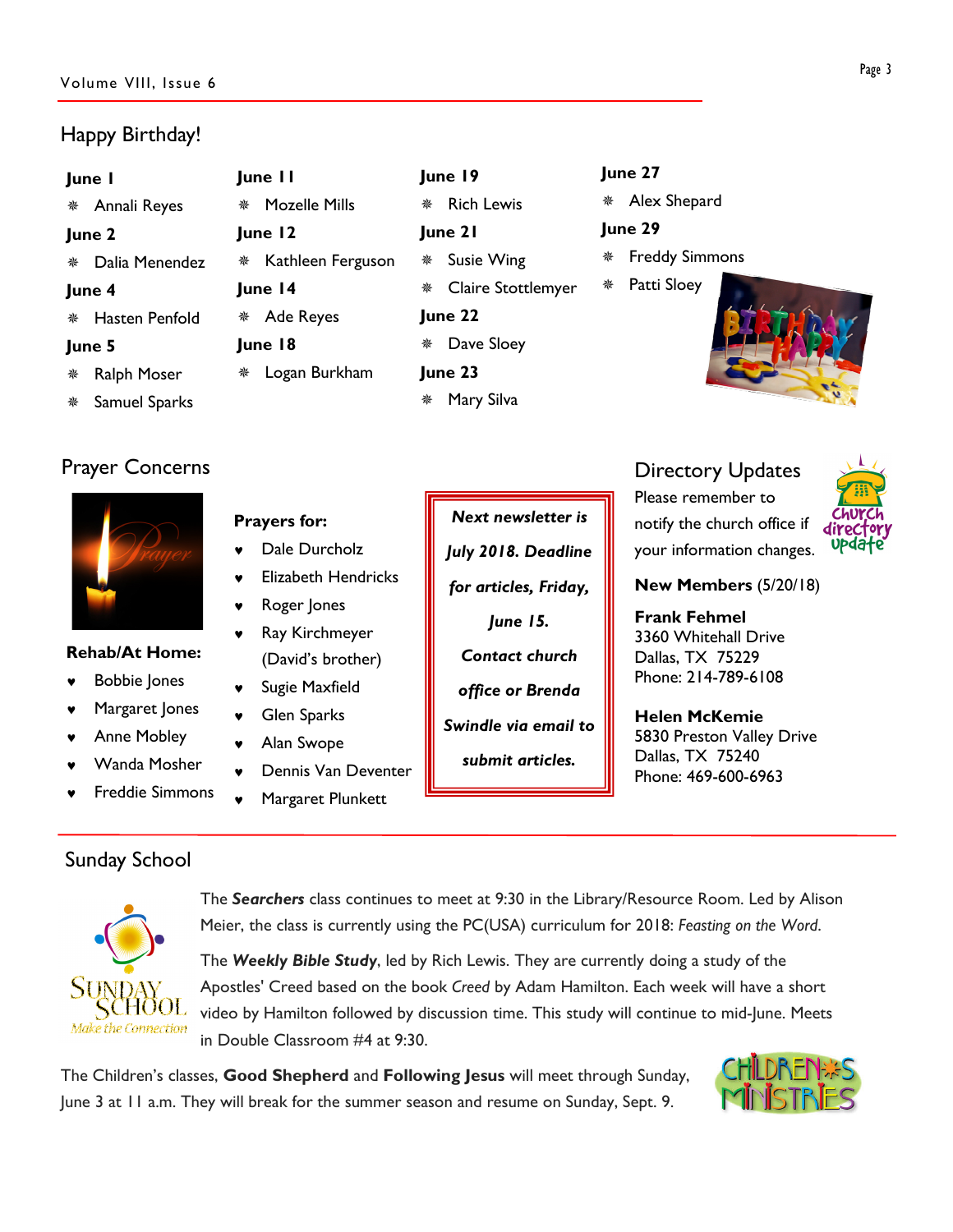## Happy Birthday!

**June 1**
- Annali Reyes

**June 2**
- Dalia Menendez

**June 4**
- Hasten Penfold

**June 5**
- Ralph Moser
- Samuel Sparks

**June 11**
- Mozelle Mills

**June 12**
- Kathleen Ferguson

**June 14**
- Ade Reyes

**June 18**
- Logan Burkham

**June 19**
- Rich Lewis

**June 21**
- Susie Wing
- Claire Stottlemyer

**June 22**
- Dave Sloey

**June 23**
- Mary Silva

**June 27**
- Alex Shepard

**June 29**
- Freddy Simmons
- Patti Sloey

## Prayer Concerns

**Rehab/At Home:**
- Bobbie Jones
- Margaret Jones
- Anne Mobley
- Wanda Mosher
- Freddie Simmons

**Prayers for:**
- Dale Durcholz
- Elizabeth Hendricks
- Roger Jones
- Ray Kirchmeyer (David's brother)
- Sugie Maxfield
- Glen Sparks
- Alan Swope
- Dennis Van Deventer
- Margaret Plunkett

***Next newsletter is July 2018. Deadline for articles, Friday, June 15. Contact church office or Brenda Swindle via email to submit articles.***

## Directory Updates

Please remember to notify the church office if your information changes.

**New Members** (5/20/18)

**Frank Fehmel**
3360 Whitehall Drive
Dallas, TX 75229
Phone: 214-789-6108

**Helen McKemie**
5830 Preston Valley Drive
Dallas, TX 75240
Phone: 469-600-6963

## Sunday School

The ***Searchers*** class continues to meet at 9:30 in the Library/Resource Room. Led by Alison Meier, the class is currently using the PC(USA) curriculum for 2018: *Feasting on the Word*.

The ***Weekly Bible Study***, led by Rich Lewis. They are currently doing a study of the Apostles' Creed based on the book *Creed* by Adam Hamilton. Each week will have a short video by Hamilton followed by discussion time. This study will continue to mid-June. Meets in Double Classroom #4 at 9:30.

The Children's classes, **Good Shepherd** and **Following Jesus** will meet through Sunday, June 3 at 11 a.m. They will break for the summer season and resume on Sunday, Sept. 9.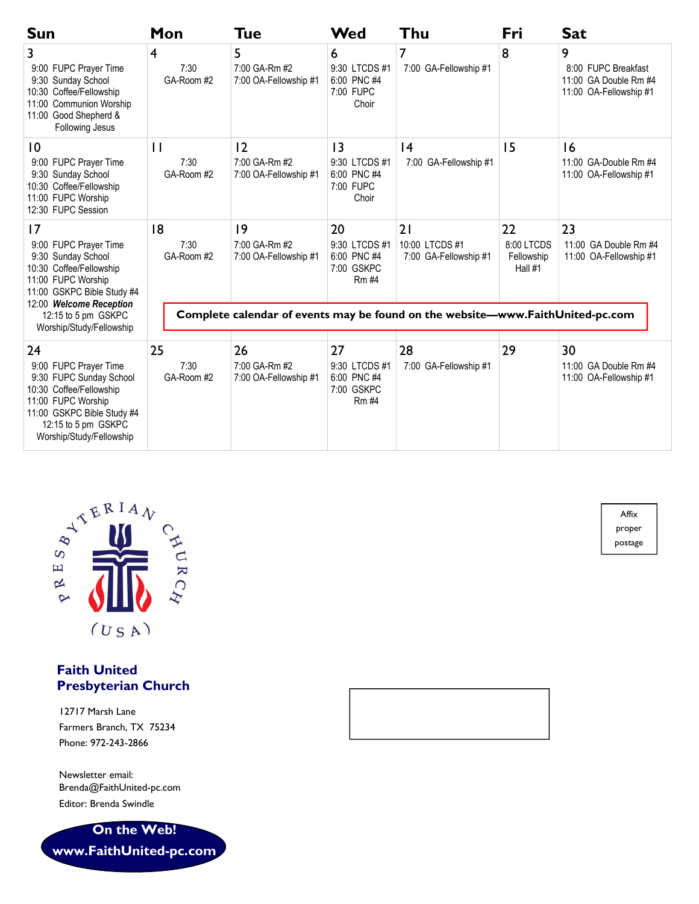| Sun | Mon | Tue | Wed | Thu | Fri | Sat |
|---|---|---|---|---|---|---|
| 3<br>9:00 FUPC Prayer Time<br>9:30 Sunday School<br>10:30 Coffee/Fellowship<br>11:00 Communion Worship<br>11:00 Good Shepherd & Following Jesus | 4<br>7:30<br>GA-Room #2 | 5<br>7:00 GA-Rm #2<br>7:00 OA-Fellowship #1 | 6<br>9:30 LTCDS #1<br>6:00 PNC #4<br>7:00 FUPC Choir | 7<br>7:00 GA-Fellowship #1 | 8 | 9<br>8:00 FUPC Breakfast<br>11:00 GA Double Rm #4<br>11:00 OA-Fellowship #1 |
| 10<br>9:00 FUPC Prayer Time<br>9:30 Sunday School<br>10:30 Coffee/Fellowship<br>11:00 FUPC Worship<br>12:30 FUPC Session | 11<br>7:30<br>GA-Room #2 | 12<br>7:00 GA-Rm #2<br>7:00 OA-Fellowship #1 | 13<br>9:30 LTCDS #1<br>6:00 PNC #4<br>7:00 FUPC Choir | 14<br>7:00 GA-Fellowship #1 | 15 | 16<br>11:00 GA-Double Rm #4<br>11:00 OA-Fellowship #1 |
| 17<br>9:00 FUPC Prayer Time<br>9:30 Sunday School<br>10:30 Coffee/Fellowship<br>11:00 FUPC Worship<br>11:00 GSKPC Bible Study #4<br>12:00 ***Welcome Reception***<br>12:15 to 5 pm GSKPC Worship/Study/Fellowship | 18<br>7:30<br>GA-Room #2 | 19<br>7:00 GA-Rm #2<br>7:00 OA-Fellowship #1 | 20<br>9:30 LTCDS #1<br>6:00 PNC #4<br>7:00 GSKPC Rm #4 | 21<br>10:00 LTCDS #1<br>7:00 GA-Fellowship #1 | 22<br>8:00 LTCDS Fellowship Hall #1 | 23<br>11:00 GA Double Rm #4<br>11:00 OA-Fellowship #1 |
| 24<br>9:00 FUPC Prayer Time<br>9:30 FUPC Sunday School<br>10:30 Coffee/Fellowship<br>11:00 FUPC Worship<br>11:00 GSKPC Bible Study #4<br>12:15 to 5 pm GSKPC Worship/Study/Fellowship | 25<br>7:30<br>GA-Room #2 | 26<br>7:00 GA-Rm #2<br>7:00 OA-Fellowship #1 | 27<br>9:30 LTCDS #1<br>6:00 PNC #4<br>7:00 GSKPC Rm #4 | 28<br>7:00 GA-Fellowship #1 | 29 | 30<br>11:00 GA Double Rm #4<br>11:00 OA-Fellowship #1 |

**Complete calendar of events may be found on the website—www.FaithUnited-pc.com**

PRESBYTERIAN CHURCH (USA)

**Faith United Presbyterian Church**

12717 Marsh Lane
Farmers Branch, TX 75234
Phone: 972-243-2866

Newsletter email:
Brenda@FaithUnited-pc.com
Editor: Brenda Swindle

**On the Web!**
**www.FaithUnited-pc.com**

Affix proper postage